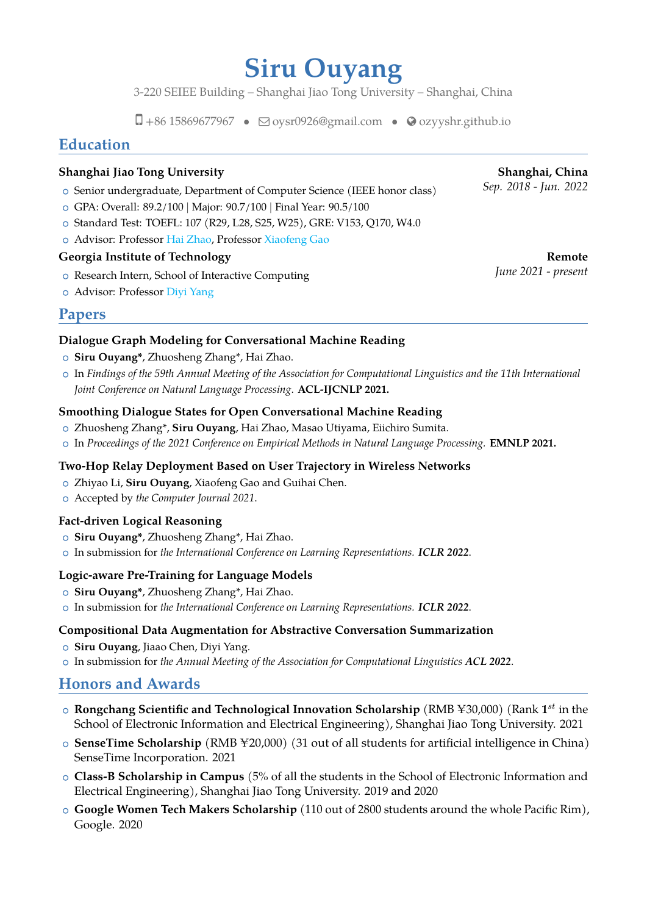# Siru Ouyang

3-220 SEIEE Building – Shanghai Jiao Tong University – Shanghai, China

+86 15869677967 • oysr0926@gmail.com • ozyyshr.github.io

## Education

**Shanghai Jiao Tong University** — **Shanghai, China**
*Sep. 2018 - Jun. 2022*

- Senior undergraduate, Department of Computer Science (IEEE honor class)
- GPA: Overall: 89.2/100 | Major: 90.7/100 | Final Year: 90.5/100
- Standard Test: TOEFL: 107 (R29, L28, S25, W25), GRE: V153, Q170, W4.0
- Advisor: Professor Hai Zhao, Professor Xiaofeng Gao

**Georgia Institute of Technology** — **Remote**
*June 2021 - present*

- Research Intern, School of Interactive Computing
- Advisor: Professor Diyi Yang

## Papers

**Dialogue Graph Modeling for Conversational Machine Reading**

- **Siru Ouyang***, Zhuosheng Zhang*, Hai Zhao.
- In *Findings of the 59th Annual Meeting of the Association for Computational Linguistics and the 11th International Joint Conference on Natural Language Processing.* **ACL-IJCNLP 2021.**

**Smoothing Dialogue States for Open Conversational Machine Reading**

- Zhuosheng Zhang*, **Siru Ouyang**, Hai Zhao, Masao Utiyama, Eiichiro Sumita.
- In *Proceedings of the 2021 Conference on Empirical Methods in Natural Language Processing.* **EMNLP 2021.**

**Two-Hop Relay Deployment Based on User Trajectory in Wireless Networks**

- Zhiyao Li, **Siru Ouyang**, Xiaofeng Gao and Guihai Chen.
- Accepted by *the Computer Journal 2021.*

**Fact-driven Logical Reasoning**

- **Siru Ouyang***, Zhuosheng Zhang*, Hai Zhao.
- In submission for *the International Conference on Learning Representations.* ***ICLR 2022***.

**Logic-aware Pre-Training for Language Models**

- **Siru Ouyang***, Zhuosheng Zhang*, Hai Zhao.
- In submission for *the International Conference on Learning Representations.* ***ICLR 2022***.

**Compositional Data Augmentation for Abstractive Conversation Summarization**

- **Siru Ouyang**, Jiaao Chen, Diyi Yang.
- In submission for *the Annual Meeting of the Association for Computational Linguistics* ***ACL 2022***.

## Honors and Awards

- **Rongchang Scientific and Technological Innovation Scholarship** (RMB ¥30,000) (Rank **1**$^{st}$ in the School of Electronic Information and Electrical Engineering), Shanghai Jiao Tong University. 2021
- **SenseTime Scholarship** (RMB ¥20,000) (31 out of all students for artificial intelligence in China) SenseTime Incorporation. 2021
- **Class-B Scholarship in Campus** (5% of all the students in the School of Electronic Information and Electrical Engineering), Shanghai Jiao Tong University. 2019 and 2020
- **Google Women Tech Makers Scholarship** (110 out of 2800 students around the whole Pacific Rim), Google. 2020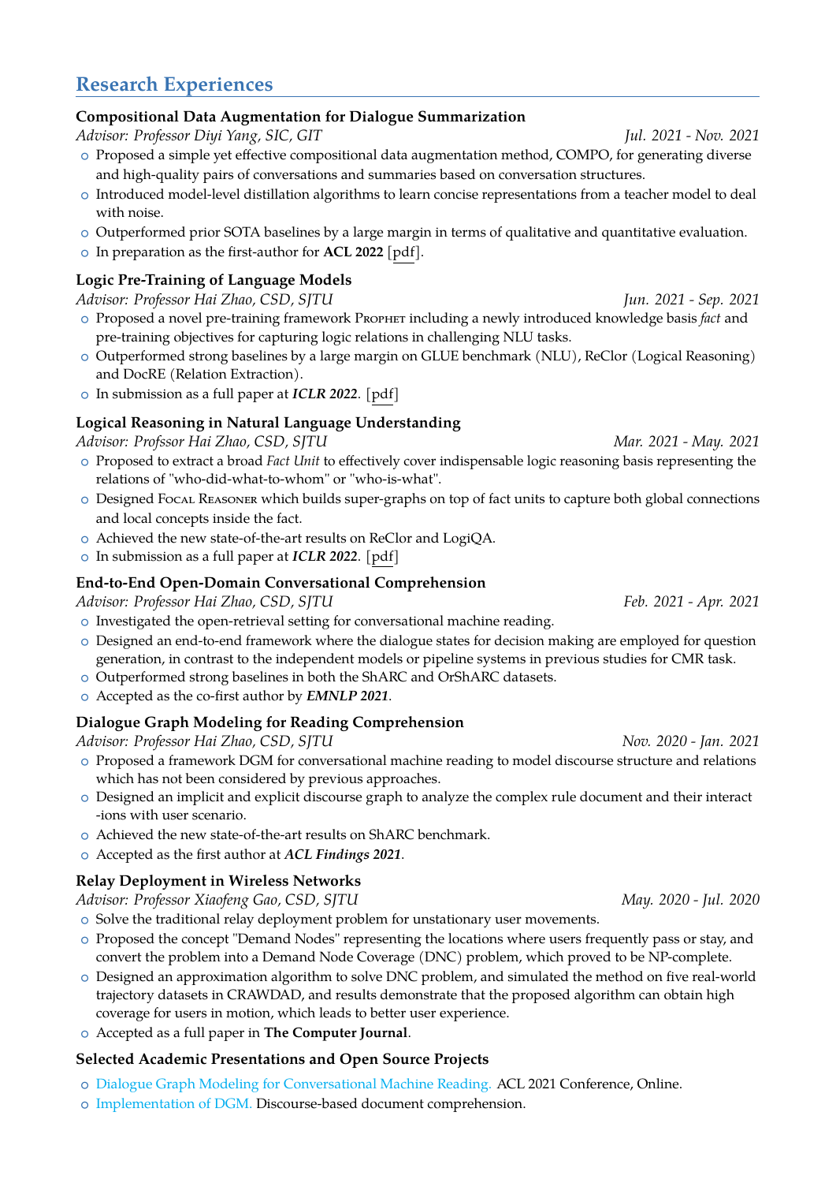## Research Experiences

### Compositional Data Augmentation for Dialogue Summarization

*Advisor: Professor Diyi Yang, SIC, GIT* *Jul. 2021 - Nov. 2021*

- Proposed a simple yet effective compositional data augmentation method, COMPO, for generating diverse and high-quality pairs of conversations and summaries based on conversation structures.
- Introduced model-level distillation algorithms to learn concise representations from a teacher model to deal with noise.
- Outperformed prior SOTA baselines by a large margin in terms of qualitative and quantitative evaluation.
- In preparation as the first-author for **ACL 2022** [pdf].

### Logic Pre-Training of Language Models

*Advisor: Professor Hai Zhao, CSD, SJTU* *Jun. 2021 - Sep. 2021*

- Proposed a novel pre-training framework PROPHET including a newly introduced knowledge basis *fact* and pre-training objectives for capturing logic relations in challenging NLU tasks.
- Outperformed strong baselines by a large margin on GLUE benchmark (NLU), ReClor (Logical Reasoning) and DocRE (Relation Extraction).
- In submission as a full paper at ***ICLR 2022***. [pdf]

### Logical Reasoning in Natural Language Understanding

*Advisor: Profssor Hai Zhao, CSD, SJTU* *Mar. 2021 - May. 2021*

- Proposed to extract a broad *Fact Unit* to effectively cover indispensable logic reasoning basis representing the relations of "who-did-what-to-whom" or "who-is-what".
- Designed FOCAL REASONER which builds super-graphs on top of fact units to capture both global connections and local concepts inside the fact.
- Achieved the new state-of-the-art results on ReClor and LogiQA.
- In submission as a full paper at ***ICLR 2022***. [pdf]

### End-to-End Open-Domain Conversational Comprehension

*Advisor: Professor Hai Zhao, CSD, SJTU* *Feb. 2021 - Apr. 2021*

- Investigated the open-retrieval setting for conversational machine reading.
- Designed an end-to-end framework where the dialogue states for decision making are employed for question generation, in contrast to the independent models or pipeline systems in previous studies for CMR task.
- Outperformed strong baselines in both the ShARC and OrShARC datasets.
- Accepted as the co-first author by ***EMNLP 2021***.

### Dialogue Graph Modeling for Reading Comprehension

*Advisor: Professor Hai Zhao, CSD, SJTU* *Nov. 2020 - Jan. 2021*

- Proposed a framework DGM for conversational machine reading to model discourse structure and relations which has not been considered by previous approaches.
- Designed an implicit and explicit discourse graph to analyze the complex rule document and their interact -ions with user scenario.
- Achieved the new state-of-the-art results on ShARC benchmark.
- Accepted as the first author at ***ACL Findings 2021***.

### Relay Deployment in Wireless Networks

*Advisor: Professor Xiaofeng Gao, CSD, SJTU* *May. 2020 - Jul. 2020*

- Solve the traditional relay deployment problem for unstationary user movements.
- Proposed the concept "Demand Nodes" representing the locations where users frequently pass or stay, and convert the problem into a Demand Node Coverage (DNC) problem, which proved to be NP-complete.
- Designed an approximation algorithm to solve DNC problem, and simulated the method on five real-world trajectory datasets in CRAWDAD, and results demonstrate that the proposed algorithm can obtain high coverage for users in motion, which leads to better user experience.
- Accepted as a full paper in **The Computer Journal**.

### Selected Academic Presentations and Open Source Projects

- Dialogue Graph Modeling for Conversational Machine Reading. ACL 2021 Conference, Online.
- Implementation of DGM. Discourse-based document comprehension.